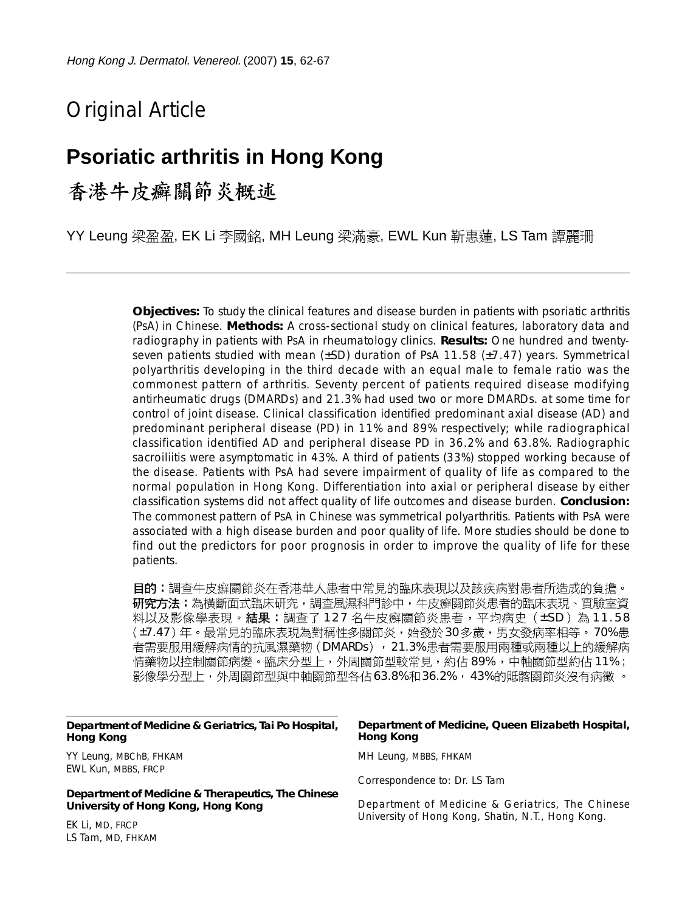Original Article

# Psoriatic arthritis in Hong Kong

# 香港牛皮癬關節炎概述

YY Leung 梁盈盈, EK Li 李國銘, MH Leung 梁滿豪, EWL Kun 靳惠蓮, LS Tam 譚麗珊

**Objectives:** To study the clinical features and disease burden in patients with psoriatic arthritis (PsA) in Chinese. **Methods:** A cross-sectional study on clinical features, laboratory data and radiography in patients with PsA in rheumatology clinics. **Results:** One hundred and twenty-seven patients studied with mean (±SD) duration of PsA 11.58 (±7.47) years. Symmetrical polyarthritis developing in the third decade with an equal male to female ratio was the commonest pattern of arthritis. Seventy percent of patients required disease modifying antirheumatic drugs (DMARDs) and 21.3% had used two or more DMARDs. at some time for control of joint disease. Clinical classification identified predominant axial disease (AD) and predominant peripheral disease (PD) in 11% and 89% respectively; while radiographical classification identified AD and peripheral disease PD in 36.2% and 63.8%. Radiographic sacroiliitis were asymptomatic in 43%. A third of patients (33%) stopped working because of the disease. Patients with PsA had severe impairment of quality of life as compared to the normal population in Hong Kong. Differentiation into axial or peripheral disease by either classification systems did not affect quality of life outcomes and disease burden. **Conclusion:** The commonest pattern of PsA in Chinese was symmetrical polyarthritis. Patients with PsA were associated with a high disease burden and poor quality of life. More studies should be done to find out the predictors for poor prognosis in order to improve the quality of life for these patients.

**目的：**調查牛皮癬關節炎在香港華人患者中常見的臨床表現以及該疾病對患者所造成的負擔。**研究方法：**為橫斷面式臨床研究，調查風濕科門診中，牛皮癬關節炎患者的臨床表現、實驗室資料以及影像學表現。**結果：**調查了127名牛皮癬關節炎患者，平均病史（±SD）為11.58（±7.47）年。最常見的臨床表現為對稱性多關節炎，始發於30多歲，男女發病率相等。70%患者需要服用緩解病情的抗風濕藥物（DMARDs），21.3%患者需要服用兩種或兩種以上的緩解病情藥物以控制關節病變。臨床分型上，外周關節型較常見，約佔89%，中軸關節型約佔11%；影像學分型上，外周關節型與中軸關節型各佔63.8%和36.2%，43%的骶髂關節炎沒有病徵。

**Department of Medicine & Geriatrics, Tai Po Hospital, Hong Kong**

YY Leung, MBChB, FHKAM
EWL Kun, MBBS, FRCP

**Department of Medicine & Therapeutics, The Chinese University of Hong Kong, Hong Kong**

EK Li, MD, FRCP
LS Tam, MD, FHKAM

**Department of Medicine, Queen Elizabeth Hospital, Hong Kong**

MH Leung, MBBS, FHKAM

Correspondence to: Dr. LS Tam

Department of Medicine & Geriatrics, The Chinese University of Hong Kong, Shatin, N.T., Hong Kong.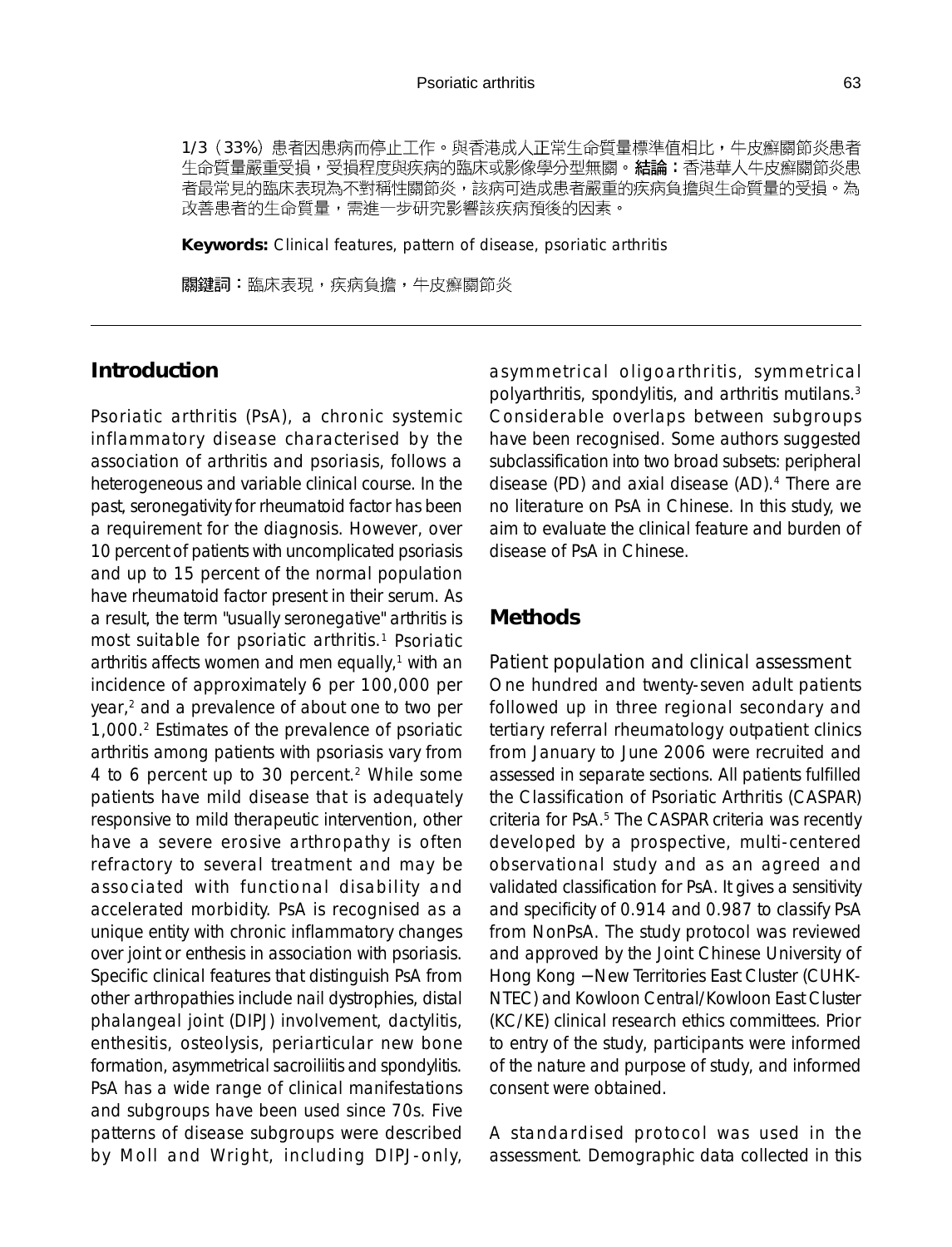1/3（33%）患者因患病而停止工作。與香港成人正常生命質量標準值相比，牛皮癬關節炎患者生命質量嚴重受損，受損程度與疾病的臨床或影像學分型無關。**結論：**香港華人牛皮癬關節炎患者最常見的臨床表現為不對稱性關節炎，該病可造成患者嚴重的疾病負擔與生命質量的受損。為改善患者的生命質量，需進一步研究影響該疾病預後的因素。

**Keywords:** Clinical features, pattern of disease, psoriatic arthritis

**關鍵詞：**臨床表現，疾病負擔，牛皮癬關節炎

## Introduction

Psoriatic arthritis (PsA), a chronic systemic inflammatory disease characterised by the association of arthritis and psoriasis, follows a heterogeneous and variable clinical course. In the past, seronegativity for rheumatoid factor has been a requirement for the diagnosis. However, over 10 percent of patients with uncomplicated psoriasis and up to 15 percent of the normal population have rheumatoid factor present in their serum. As a result, the term "usually seronegative" arthritis is most suitable for psoriatic arthritis.[1] Psoriatic arthritis affects women and men equally,[1] with an incidence of approximately 6 per 100,000 per year,[2] and a prevalence of about one to two per 1,000.[2] Estimates of the prevalence of psoriatic arthritis among patients with psoriasis vary from 4 to 6 percent up to 30 percent.[2] While some patients have mild disease that is adequately responsive to mild therapeutic intervention, other have a severe erosive arthropathy is often refractory to several treatment and may be associated with functional disability and accelerated morbidity. PsA is recognised as a unique entity with chronic inflammatory changes over joint or enthesis in association with psoriasis. Specific clinical features that distinguish PsA from other arthropathies include nail dystrophies, distal phalangeal joint (DIPJ) involvement, dactylitis, enthesitis, osteolysis, periarticular new bone formation, asymmetrical sacroiliitis and spondylitis. PsA has a wide range of clinical manifestations and subgroups have been used since 70s. Five patterns of disease subgroups were described by Moll and Wright, including DIPJ-only, asymmetrical oligoarthritis, symmetrical polyarthritis, spondylitis, and arthritis mutilans.[3] Considerable overlaps between subgroups have been recognised. Some authors suggested subclassification into two broad subsets: peripheral disease (PD) and axial disease (AD).[4] There are no literature on PsA in Chinese. In this study, we aim to evaluate the clinical feature and burden of disease of PsA in Chinese.

## Methods

### Patient population and clinical assessment

One hundred and twenty-seven adult patients followed up in three regional secondary and tertiary referral rheumatology outpatient clinics from January to June 2006 were recruited and assessed in separate sections. All patients fulfilled the Classification of Psoriatic Arthritis (CASPAR) criteria for PsA.[5] The CASPAR criteria was recently developed by a prospective, multi-centered observational study and as an agreed and validated classification for PsA. It gives a sensitivity and specificity of 0.914 and 0.987 to classify PsA from NonPsA. The study protocol was reviewed and approved by the Joint Chinese University of Hong Kong – New Territories East Cluster (CUHK-NTEC) and Kowloon Central/Kowloon East Cluster (KC/KE) clinical research ethics committees. Prior to entry of the study, participants were informed of the nature and purpose of study, and informed consent were obtained.

A standardised protocol was used in the assessment. Demographic data collected in this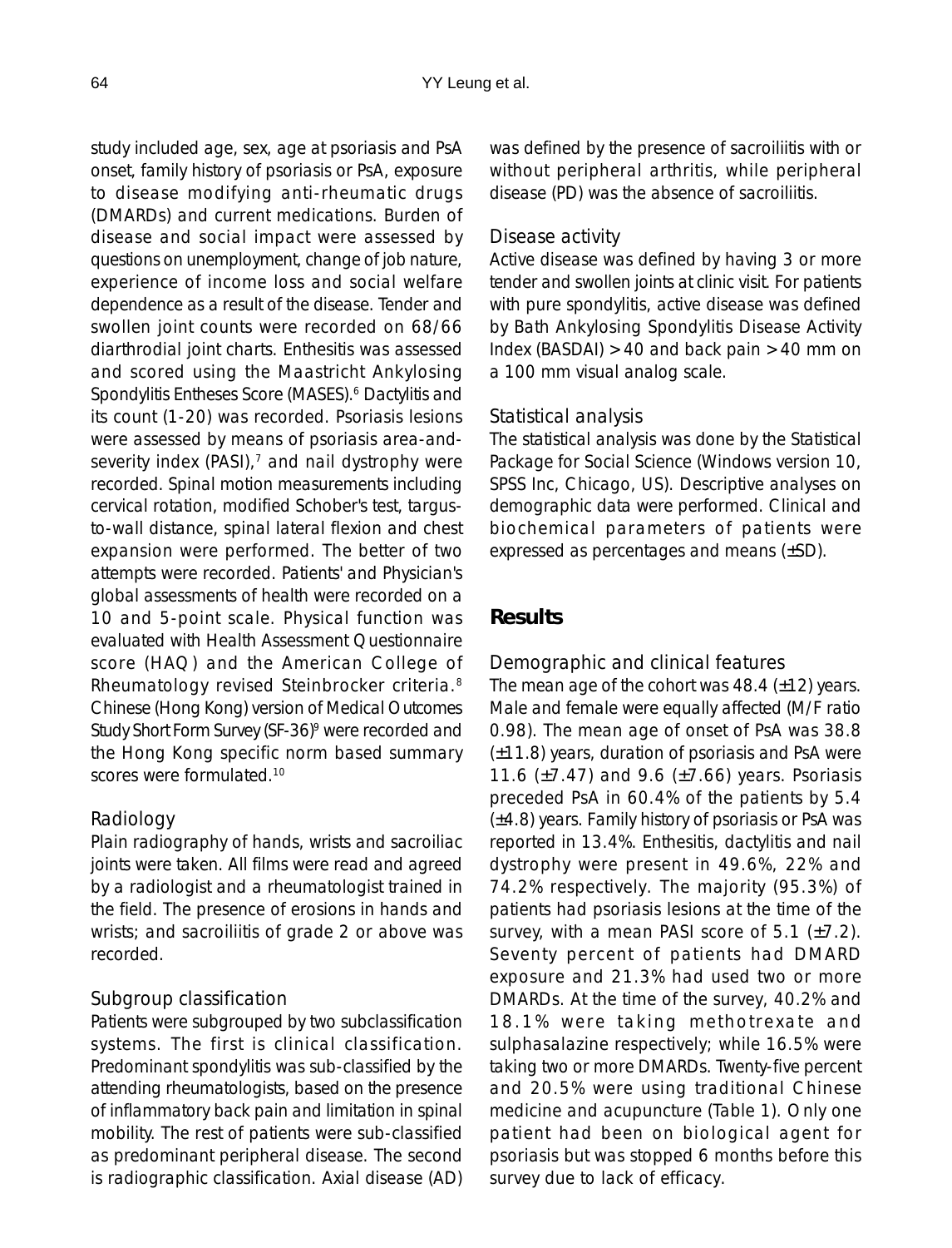study included age, sex, age at psoriasis and PsA onset, family history of psoriasis or PsA, exposure to disease modifying anti-rheumatic drugs (DMARDs) and current medications. Burden of disease and social impact were assessed by questions on unemployment, change of job nature, experience of income loss and social welfare dependence as a result of the disease. Tender and swollen joint counts were recorded on 68/66 diarthrodial joint charts. Enthesitis was assessed and scored using the Maastricht Ankylosing Spondylitis Entheses Score (MASES).[6] Dactylitis and its count (1-20) was recorded. Psoriasis lesions were assessed by means of psoriasis area-and-severity index (PASI),[7] and nail dystrophy were recorded. Spinal motion measurements including cervical rotation, modified Schober's test, targus-to-wall distance, spinal lateral flexion and chest expansion were performed. The better of two attempts were recorded. Patients' and Physician's global assessments of health were recorded on a 10 and 5-point scale. Physical function was evaluated with Health Assessment Questionnaire score (HAQ) and the American College of Rheumatology revised Steinbrocker criteria.[8] Chinese (Hong Kong) version of Medical Outcomes Study Short Form Survey (SF-36)[9] were recorded and the Hong Kong specific norm based summary scores were formulated.[10]

### Radiology

Plain radiography of hands, wrists and sacroiliac joints were taken. All films were read and agreed by a radiologist and a rheumatologist trained in the field. The presence of erosions in hands and wrists; and sacroiliitis of grade 2 or above was recorded.

### Subgroup classification

Patients were subgrouped by two subclassification systems. The first is clinical classification. Predominant spondylitis was sub-classified by the attending rheumatologists, based on the presence of inflammatory back pain and limitation in spinal mobility. The rest of patients were sub-classified as predominant peripheral disease. The second is radiographic classification. Axial disease (AD) was defined by the presence of sacroiliitis with or without peripheral arthritis, while peripheral disease (PD) was the absence of sacroiliitis.

### Disease activity

Active disease was defined by having 3 or more tender and swollen joints at clinic visit. For patients with pure spondylitis, active disease was defined by Bath Ankylosing Spondylitis Disease Activity Index (BASDAI) >40 and back pain >40 mm on a 100 mm visual analog scale.

### Statistical analysis

The statistical analysis was done by the Statistical Package for Social Science (Windows version 10, SPSS Inc, Chicago, US). Descriptive analyses on demographic data were performed. Clinical and biochemical parameters of patients were expressed as percentages and means (±SD).

## Results

### Demographic and clinical features

The mean age of the cohort was 48.4 (±12) years. Male and female were equally affected (M/F ratio 0.98). The mean age of onset of PsA was 38.8 (±11.8) years, duration of psoriasis and PsA were 11.6 (±7.47) and 9.6 (±7.66) years. Psoriasis preceded PsA in 60.4% of the patients by 5.4 (±4.8) years. Family history of psoriasis or PsA was reported in 13.4%. Enthesitis, dactylitis and nail dystrophy were present in 49.6%, 22% and 74.2% respectively. The majority (95.3%) of patients had psoriasis lesions at the time of the survey, with a mean PASI score of 5.1 (±7.2). Seventy percent of patients had DMARD exposure and 21.3% had used two or more DMARDs. At the time of the survey, 40.2% and 18.1% were taking methotrexate and sulphasalazine respectively; while 16.5% were taking two or more DMARDs. Twenty-five percent and 20.5% were using traditional Chinese medicine and acupuncture (Table 1). Only one patient had been on biological agent for psoriasis but was stopped 6 months before this survey due to lack of efficacy.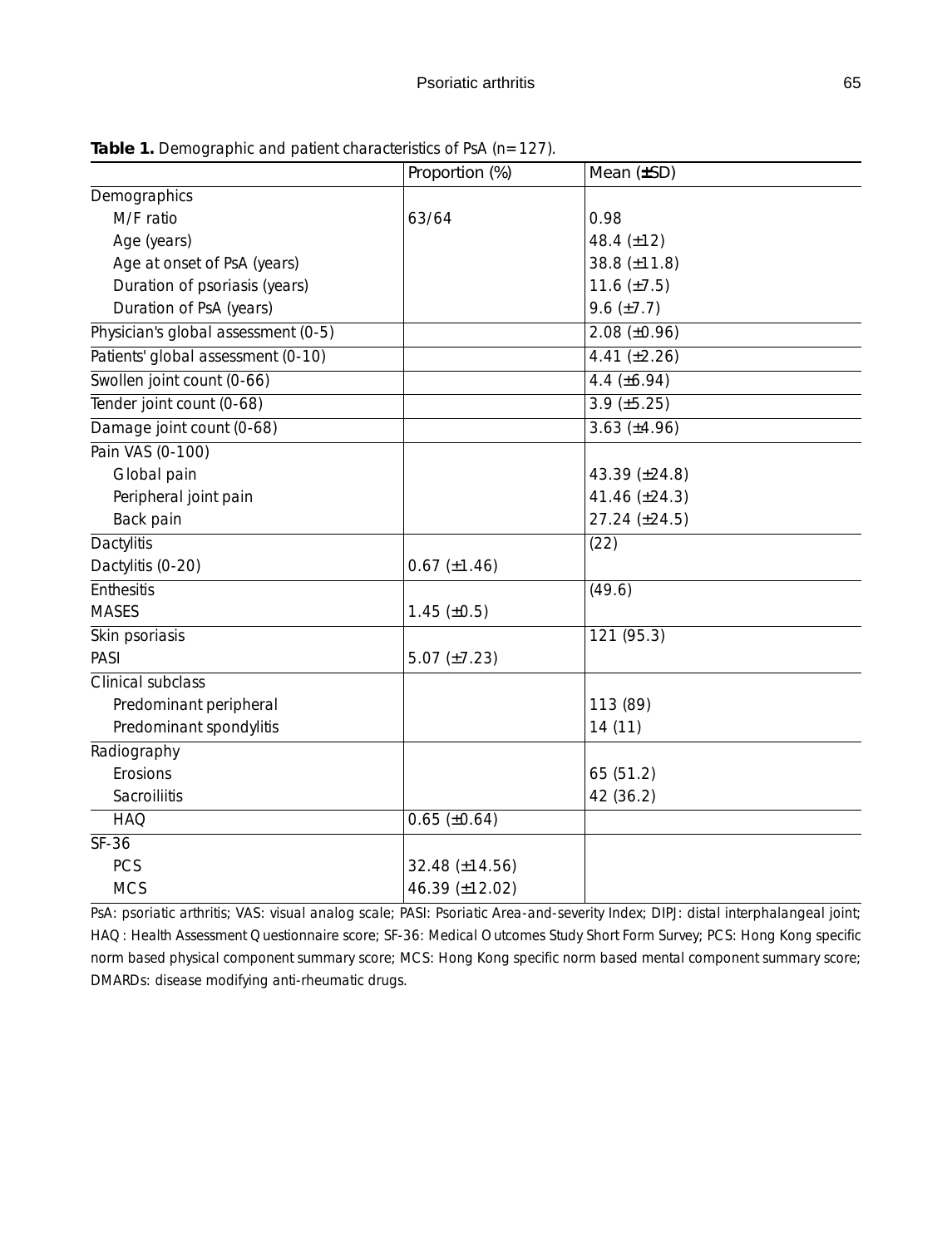**Table 1.** Demographic and patient characteristics of PsA (n=127).

| | Proportion (%) | Mean (±SD) |
|---|---|---|
| Demographics | | |
| M/F ratio | 63/64 | 0.98 |
| Age (years) | | 48.4 (±12) |
| Age at onset of PsA (years) | | 38.8 (±11.8) |
| Duration of psoriasis (years) | | 11.6 (±7.5) |
| Duration of PsA (years) | | 9.6 (±7.7) |
| Physician's global assessment (0-5) | | 2.08 (±0.96) |
| Patients' global assessment (0-10) | | 4.41 (±2.26) |
| Swollen joint count (0-66) | | 4.4 (±6.94) |
| Tender joint count (0-68) | | 3.9 (±5.25) |
| Damage joint count (0-68) | | 3.63 (±4.96) |
| Pain VAS (0-100) | | |
| Global pain | | 43.39 (±24.8) |
| Peripheral joint pain | | 41.46 (±24.3) |
| Back pain | | 27.24 (±24.5) |
| Dactylitis | | (22) |
| Dactylitis (0-20) | 0.67 (±1.46) | |
| Enthesitis | | (49.6) |
| MASES | 1.45 (±0.5) | |
| Skin psoriasis | | 121 (95.3) |
| PASI | 5.07 (±7.23) | |
| Clinical subclass | | |
| Predominant peripheral | | 113 (89) |
| Predominant spondylitis | | 14 (11) |
| Radiography | | |
| Erosions | | 65 (51.2) |
| Sacroiliitis | | 42 (36.2) |
| HAQ | 0.65 (±0.64) | |
| SF-36 | | |
| PCS | 32.48 (±14.56) | |
| MCS | 46.39 (±12.02) | |

PsA: psoriatic arthritis; VAS: visual analog scale; PASI: Psoriatic Area-and-severity Index; DIPJ: distal interphalangeal joint; HAQ: Health Assessment Questionnaire score; SF-36: Medical Outcomes Study Short Form Survey; PCS: Hong Kong specific norm based physical component summary score; MCS: Hong Kong specific norm based mental component summary score; DMARDs: disease modifying anti-rheumatic drugs.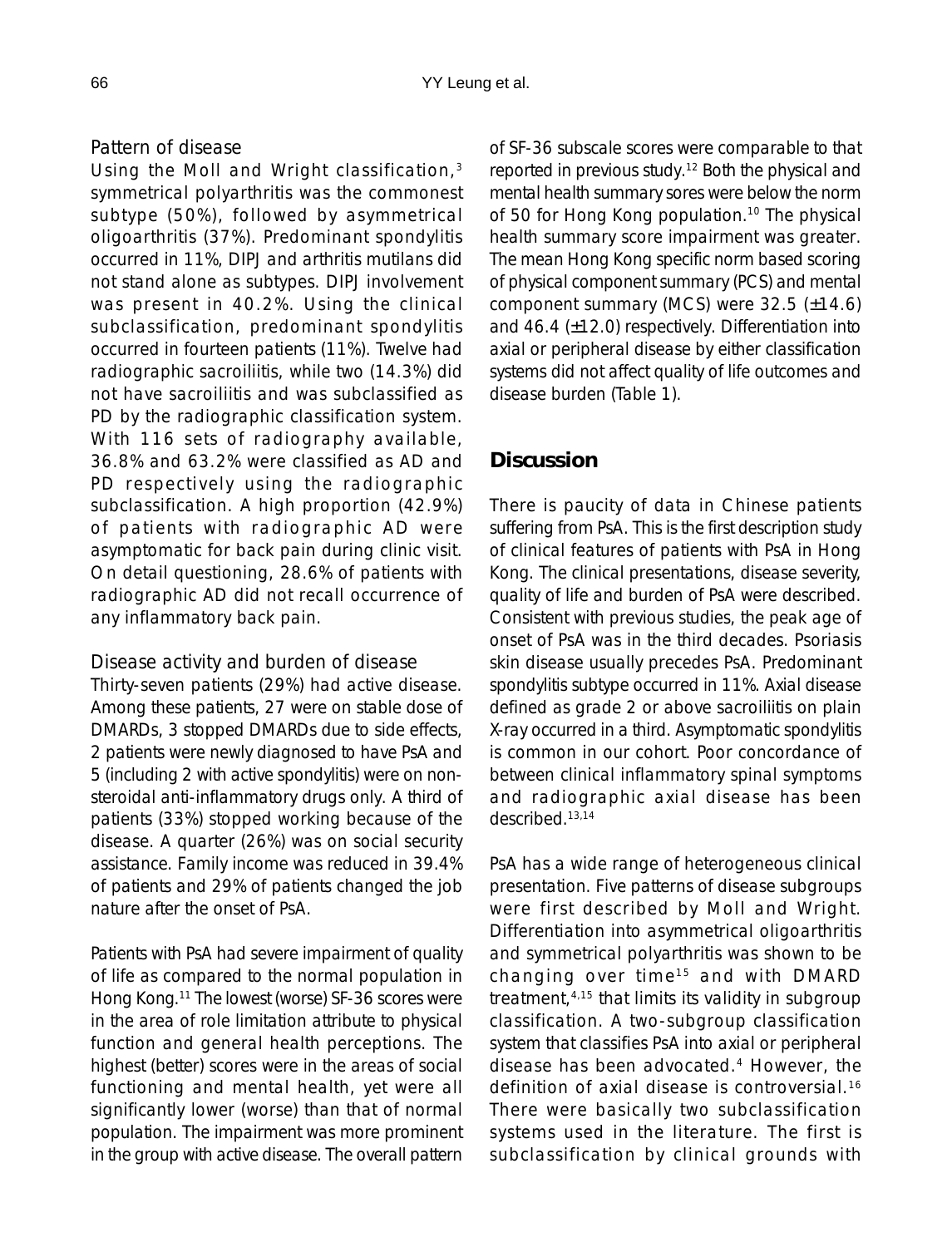### Pattern of disease

Using the Moll and Wright classification,[3] symmetrical polyarthritis was the commonest subtype (50%), followed by asymmetrical oligoarthritis (37%). Predominant spondylitis occurred in 11%, DIPJ and arthritis mutilans did not stand alone as subtypes. DIPJ involvement was present in 40.2%. Using the clinical subclassification, predominant spondylitis occurred in fourteen patients (11%). Twelve had radiographic sacroiliitis, while two (14.3%) did not have sacroiliitis and was subclassified as PD by the radiographic classification system. With 116 sets of radiography available, 36.8% and 63.2% were classified as AD and PD respectively using the radiographic subclassification. A high proportion (42.9%) of patients with radiographic AD were asymptomatic for back pain during clinic visit. On detail questioning, 28.6% of patients with radiographic AD did not recall occurrence of any inflammatory back pain.

### Disease activity and burden of disease

Thirty-seven patients (29%) had active disease. Among these patients, 27 were on stable dose of DMARDs, 3 stopped DMARDs due to side effects, 2 patients were newly diagnosed to have PsA and 5 (including 2 with active spondylitis) were on non-steroidal anti-inflammatory drugs only. A third of patients (33%) stopped working because of the disease. A quarter (26%) was on social security assistance. Family income was reduced in 39.4% of patients and 29% of patients changed the job nature after the onset of PsA.

Patients with PsA had severe impairment of quality of life as compared to the normal population in Hong Kong.[11] The lowest (worse) SF-36 scores were in the area of role limitation attribute to physical function and general health perceptions. The highest (better) scores were in the areas of social functioning and mental health, yet were all significantly lower (worse) than that of normal population. The impairment was more prominent in the group with active disease. The overall pattern of SF-36 subscale scores were comparable to that reported in previous study.[12] Both the physical and mental health summary sores were below the norm of 50 for Hong Kong population.[10] The physical health summary score impairment was greater. The mean Hong Kong specific norm based scoring of physical component summary (PCS) and mental component summary (MCS) were 32.5 (±14.6) and 46.4 (±12.0) respectively. Differentiation into axial or peripheral disease by either classification systems did not affect quality of life outcomes and disease burden (Table 1).

## Discussion

There is paucity of data in Chinese patients suffering from PsA. This is the first description study of clinical features of patients with PsA in Hong Kong. The clinical presentations, disease severity, quality of life and burden of PsA were described. Consistent with previous studies, the peak age of onset of PsA was in the third decades. Psoriasis skin disease usually precedes PsA. Predominant spondylitis subtype occurred in 11%. Axial disease defined as grade 2 or above sacroiliitis on plain X-ray occurred in a third. Asymptomatic spondylitis is common in our cohort. Poor concordance of between clinical inflammatory spinal symptoms and radiographic axial disease has been described.[13,14]

PsA has a wide range of heterogeneous clinical presentation. Five patterns of disease subgroups were first described by Moll and Wright. Differentiation into asymmetrical oligoarthritis and symmetrical polyarthritis was shown to be changing over time[15] and with DMARD treatment,[4,15] that limits its validity in subgroup classification. A two-subgroup classification system that classifies PsA into axial or peripheral disease has been advocated.[4] However, the definition of axial disease is controversial.[16] There were basically two subclassification systems used in the literature. The first is subclassification by clinical grounds with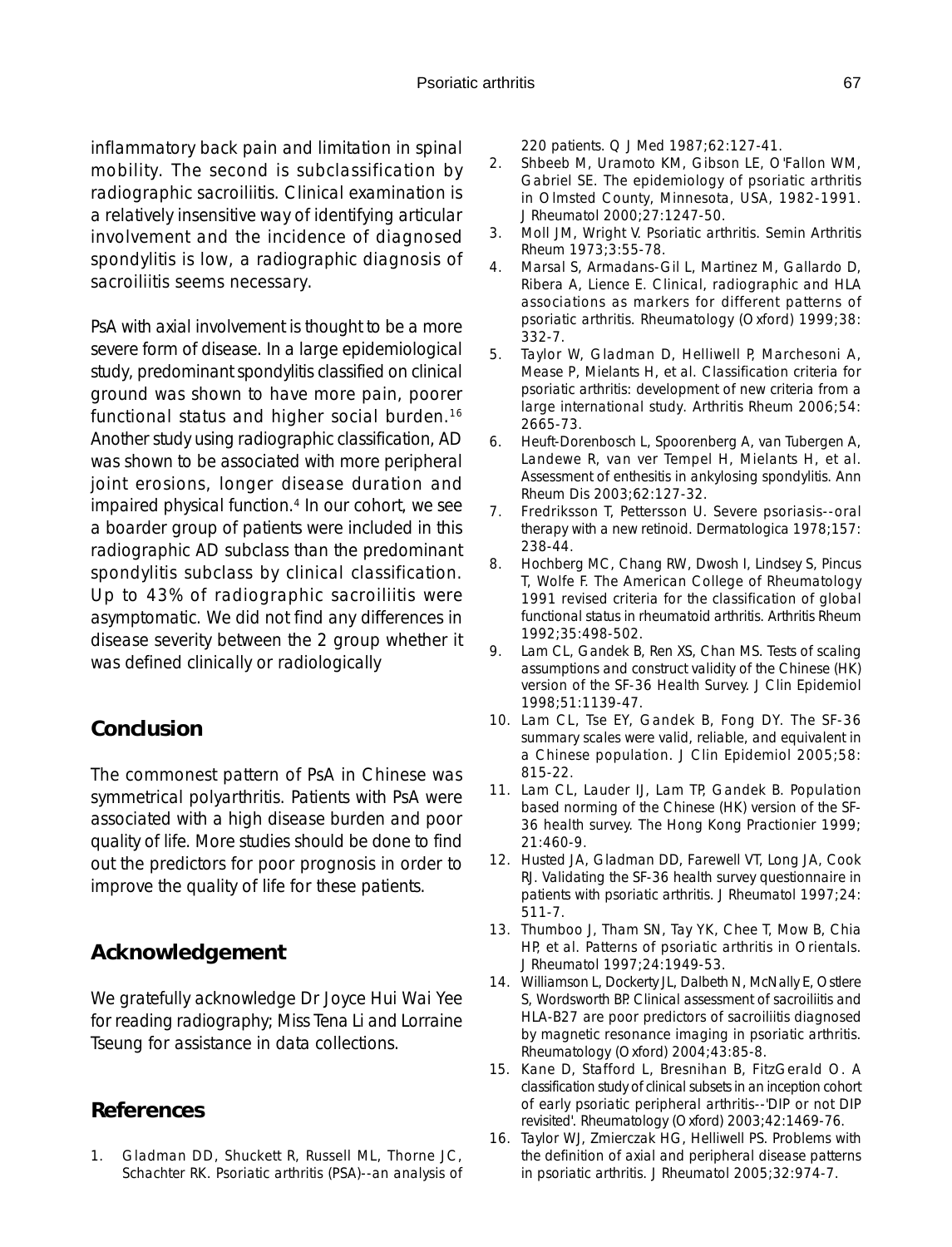inflammatory back pain and limitation in spinal mobility. The second is subclassification by radiographic sacroiliitis. Clinical examination is a relatively insensitive way of identifying articular involvement and the incidence of diagnosed spondylitis is low, a radiographic diagnosis of sacroiliitis seems necessary.

PsA with axial involvement is thought to be a more severe form of disease. In a large epidemiological study, predominant spondylitis classified on clinical ground was shown to have more pain, poorer functional status and higher social burden.[16] Another study using radiographic classification, AD was shown to be associated with more peripheral joint erosions, longer disease duration and impaired physical function.[4] In our cohort, we see a boarder group of patients were included in this radiographic AD subclass than the predominant spondylitis subclass by clinical classification. Up to 43% of radiographic sacroiliitis were asymptomatic. We did not find any differences in disease severity between the 2 group whether it was defined clinically or radiologically

## Conclusion

The commonest pattern of PsA in Chinese was symmetrical polyarthritis. Patients with PsA were associated with a high disease burden and poor quality of life. More studies should be done to find out the predictors for poor prognosis in order to improve the quality of life for these patients.

## Acknowledgement

We gratefully acknowledge Dr Joyce Hui Wai Yee for reading radiography; Miss Tena Li and Lorraine Tseung for assistance in data collections.

## References

1. Gladman DD, Shuckett R, Russell ML, Thorne JC, Schachter RK. Psoriatic arthritis (PSA)--an analysis of 220 patients. Q J Med 1987;62:127-41.
2. Shbeeb M, Uramoto KM, Gibson LE, O'Fallon WM, Gabriel SE. The epidemiology of psoriatic arthritis in Olmsted County, Minnesota, USA, 1982-1991. J Rheumatol 2000;27:1247-50.
3. Moll JM, Wright V. Psoriatic arthritis. Semin Arthritis Rheum 1973;3:55-78.
4. Marsal S, Armadans-Gil L, Martinez M, Gallardo D, Ribera A, Lience E. Clinical, radiographic and HLA associations as markers for different patterns of psoriatic arthritis. Rheumatology (Oxford) 1999;38: 332-7.
5. Taylor W, Gladman D, Helliwell P, Marchesoni A, Mease P, Mielants H, et al. Classification criteria for psoriatic arthritis: development of new criteria from a large international study. Arthritis Rheum 2006;54: 2665-73.
6. Heuft-Dorenbosch L, Spoorenberg A, van Tubergen A, Landewe R, van ver Tempel H, Mielants H, et al. Assessment of enthesitis in ankylosing spondylitis. Ann Rheum Dis 2003;62:127-32.
7. Fredriksson T, Pettersson U. Severe psoriasis--oral therapy with a new retinoid. Dermatologica 1978;157: 238-44.
8. Hochberg MC, Chang RW, Dwosh I, Lindsey S, Pincus T, Wolfe F. The American College of Rheumatology 1991 revised criteria for the classification of global functional status in rheumatoid arthritis. Arthritis Rheum 1992;35:498-502.
9. Lam CL, Gandek B, Ren XS, Chan MS. Tests of scaling assumptions and construct validity of the Chinese (HK) version of the SF-36 Health Survey. J Clin Epidemiol 1998;51:1139-47.
10. Lam CL, Tse EY, Gandek B, Fong DY. The SF-36 summary scales were valid, reliable, and equivalent in a Chinese population. J Clin Epidemiol 2005;58: 815-22.
11. Lam CL, Lauder IJ, Lam TP, Gandek B. Population based norming of the Chinese (HK) version of the SF-36 health survey. The Hong Kong Practionier 1999; 21:460-9.
12. Husted JA, Gladman DD, Farewell VT, Long JA, Cook RJ. Validating the SF-36 health survey questionnaire in patients with psoriatic arthritis. J Rheumatol 1997;24: 511-7.
13. Thumboo J, Tham SN, Tay YK, Chee T, Mow B, Chia HP, et al. Patterns of psoriatic arthritis in Orientals. J Rheumatol 1997;24:1949-53.
14. Williamson L, Dockerty JL, Dalbeth N, McNally E, Ostlere S, Wordsworth BP. Clinical assessment of sacroiliitis and HLA-B27 are poor predictors of sacroiliitis diagnosed by magnetic resonance imaging in psoriatic arthritis. Rheumatology (Oxford) 2004;43:85-8.
15. Kane D, Stafford L, Bresnihan B, FitzGerald O. A classification study of clinical subsets in an inception cohort of early psoriatic peripheral arthritis--'DIP or not DIP revisited'. Rheumatology (Oxford) 2003;42:1469-76.
16. Taylor WJ, Zmierczak HG, Helliwell PS. Problems with the definition of axial and peripheral disease patterns in psoriatic arthritis. J Rheumatol 2005;32:974-7.